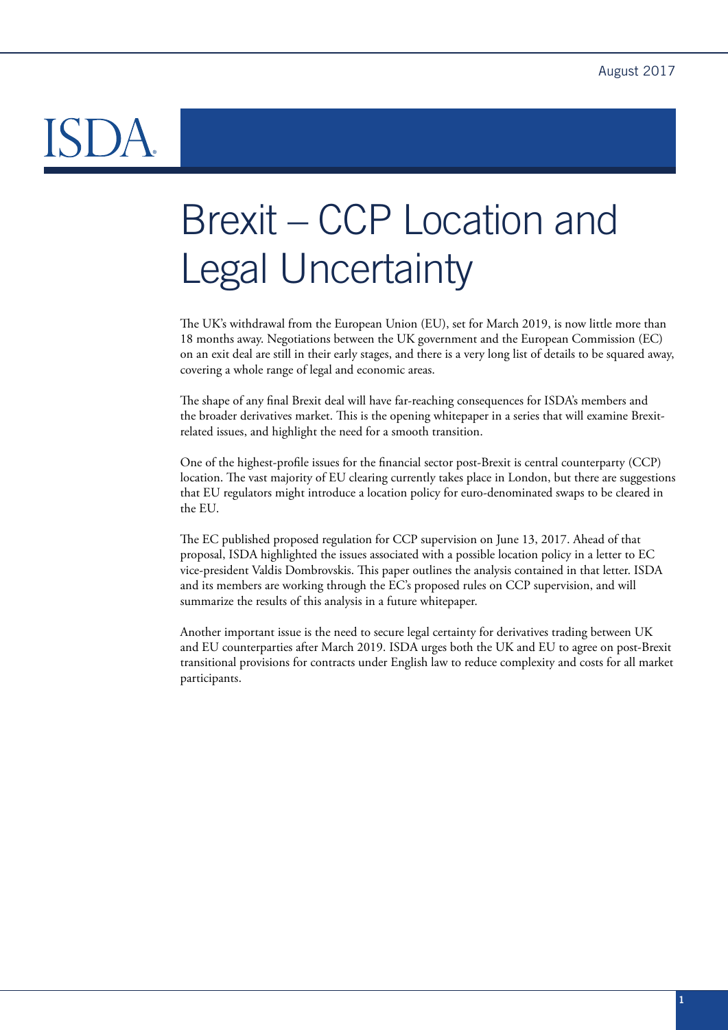August 2017

ISDA

# Brexit – CCP Location and Legal Uncertainty

The UK's withdrawal from the European Union (EU), set for March 2019, is now little more than 18 months away. Negotiations between the UK government and the European Commission (EC) on an exit deal are still in their early stages, and there is a very long list of details to be squared away, covering a whole range of legal and economic areas.

The shape of any final Brexit deal will have far-reaching consequences for ISDA's members and the broader derivatives market. This is the opening whitepaper in a series that will examine Brexit-related issues, and highlight the need for a smooth transition.

One of the highest-profile issues for the financial sector post-Brexit is central counterparty (CCP) location. The vast majority of EU clearing currently takes place in London, but there are suggestions that EU regulators might introduce a location policy for euro-denominated swaps to be cleared in the EU.

The EC published proposed regulation for CCP supervision on June 13, 2017. Ahead of that proposal, ISDA highlighted the issues associated with a possible location policy in a letter to EC vice-president Valdis Dombrovskis. This paper outlines the analysis contained in that letter. ISDA and its members are working through the EC's proposed rules on CCP supervision, and will summarize the results of this analysis in a future whitepaper.

Another important issue is the need to secure legal certainty for derivatives trading between UK and EU counterparties after March 2019. ISDA urges both the UK and EU to agree on post-Brexit transitional provisions for contracts under English law to reduce complexity and costs for all market participants.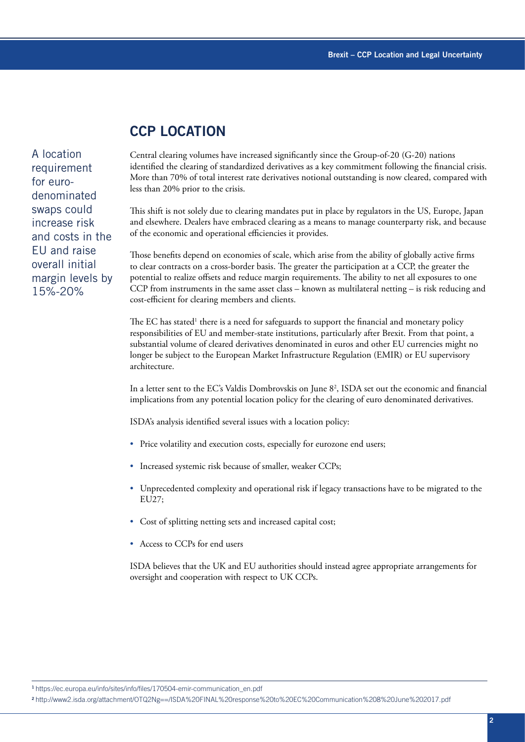## CCP LOCATION

A location requirement for euro-denominated swaps could increase risk and costs in the EU and raise overall initial margin levels by 15%-20%

Central clearing volumes have increased significantly since the Group-of-20 (G-20) nations identified the clearing of standardized derivatives as a key commitment following the financial crisis. More than 70% of total interest rate derivatives notional outstanding is now cleared, compared with less than 20% prior to the crisis.

This shift is not solely due to clearing mandates put in place by regulators in the US, Europe, Japan and elsewhere. Dealers have embraced clearing as a means to manage counterparty risk, and because of the economic and operational efficiencies it provides.

Those benefits depend on economies of scale, which arise from the ability of globally active firms to clear contracts on a cross-border basis. The greater the participation at a CCP, the greater the potential to realize offsets and reduce margin requirements. The ability to net all exposures to one CCP from instruments in the same asset class – known as multilateral netting – is risk reducing and cost-efficient for clearing members and clients.

The EC has stated[1] there is a need for safeguards to support the financial and monetary policy responsibilities of EU and member-state institutions, particularly after Brexit. From that point, a substantial volume of cleared derivatives denominated in euros and other EU currencies might no longer be subject to the European Market Infrastructure Regulation (EMIR) or EU supervisory architecture.

In a letter sent to the EC's Valdis Dombrovskis on June 8[2], ISDA set out the economic and financial implications from any potential location policy for the clearing of euro denominated derivatives.

ISDA's analysis identified several issues with a location policy:

- Price volatility and execution costs, especially for eurozone end users;
- Increased systemic risk because of smaller, weaker CCPs;
- Unprecedented complexity and operational risk if legacy transactions have to be migrated to the EU27;
- Cost of splitting netting sets and increased capital cost;
- Access to CCPs for end users

ISDA believes that the UK and EU authorities should instead agree appropriate arrangements for oversight and cooperation with respect to UK CCPs.

[1] https://ec.europa.eu/info/sites/info/files/170504-emir-communication_en.pdf

[2] http://www2.isda.org/attachment/OTQ2Ng==/ISDA%20FINAL%20response%20to%20EC%20Communication%208%20June%202017.pdf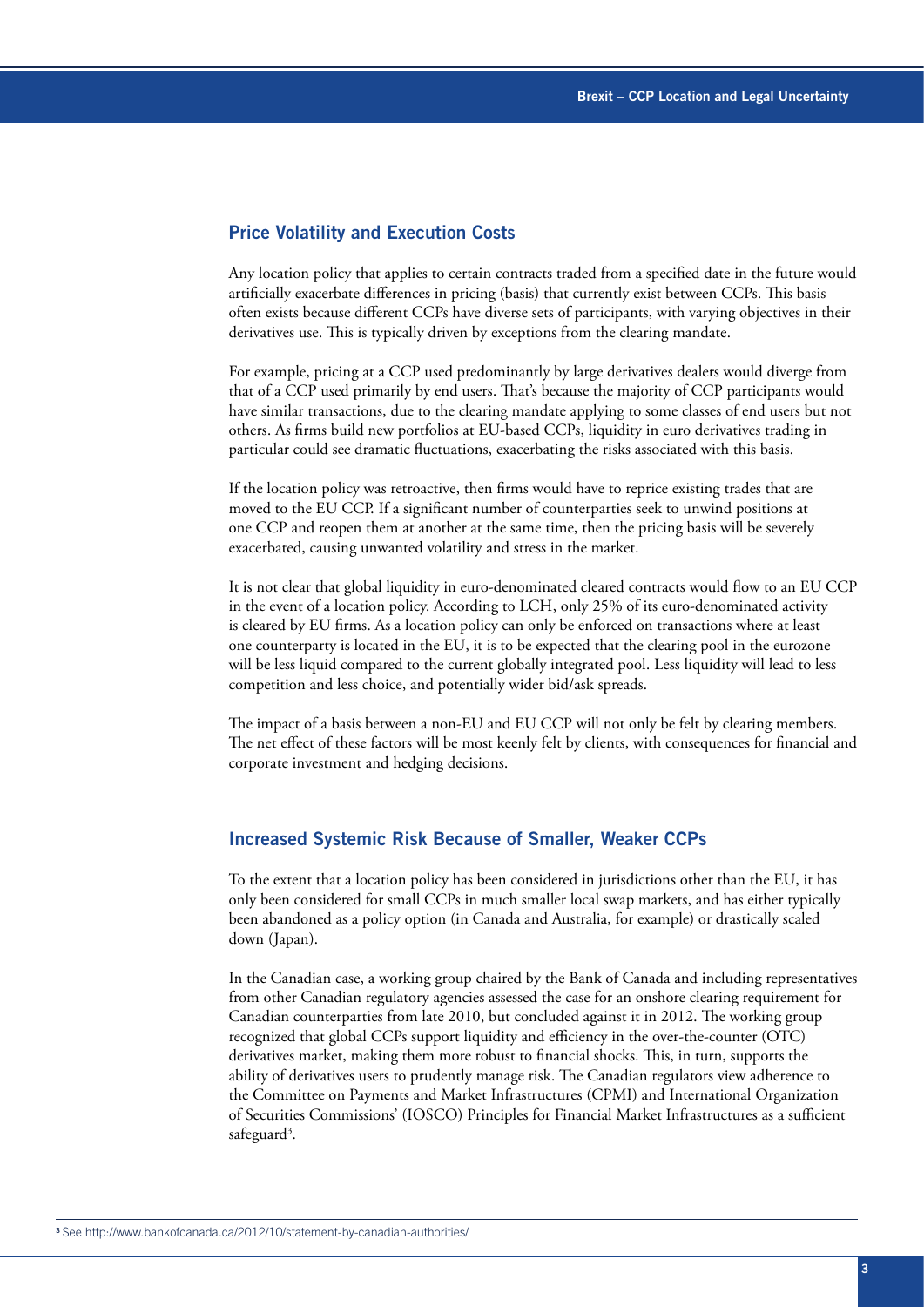## Price Volatility and Execution Costs

Any location policy that applies to certain contracts traded from a specified date in the future would artificially exacerbate differences in pricing (basis) that currently exist between CCPs. This basis often exists because different CCPs have diverse sets of participants, with varying objectives in their derivatives use. This is typically driven by exceptions from the clearing mandate.

For example, pricing at a CCP used predominantly by large derivatives dealers would diverge from that of a CCP used primarily by end users. That's because the majority of CCP participants would have similar transactions, due to the clearing mandate applying to some classes of end users but not others. As firms build new portfolios at EU-based CCPs, liquidity in euro derivatives trading in particular could see dramatic fluctuations, exacerbating the risks associated with this basis.

If the location policy was retroactive, then firms would have to reprice existing trades that are moved to the EU CCP. If a significant number of counterparties seek to unwind positions at one CCP and reopen them at another at the same time, then the pricing basis will be severely exacerbated, causing unwanted volatility and stress in the market.

It is not clear that global liquidity in euro-denominated cleared contracts would flow to an EU CCP in the event of a location policy. According to LCH, only 25% of its euro-denominated activity is cleared by EU firms. As a location policy can only be enforced on transactions where at least one counterparty is located in the EU, it is to be expected that the clearing pool in the eurozone will be less liquid compared to the current globally integrated pool. Less liquidity will lead to less competition and less choice, and potentially wider bid/ask spreads.

The impact of a basis between a non-EU and EU CCP will not only be felt by clearing members. The net effect of these factors will be most keenly felt by clients, with consequences for financial and corporate investment and hedging decisions.

## Increased Systemic Risk Because of Smaller, Weaker CCPs

To the extent that a location policy has been considered in jurisdictions other than the EU, it has only been considered for small CCPs in much smaller local swap markets, and has either typically been abandoned as a policy option (in Canada and Australia, for example) or drastically scaled down (Japan).

In the Canadian case, a working group chaired by the Bank of Canada and including representatives from other Canadian regulatory agencies assessed the case for an onshore clearing requirement for Canadian counterparties from late 2010, but concluded against it in 2012. The working group recognized that global CCPs support liquidity and efficiency in the over-the-counter (OTC) derivatives market, making them more robust to financial shocks. This, in turn, supports the ability of derivatives users to prudently manage risk. The Canadian regulators view adherence to the Committee on Payments and Market Infrastructures (CPMI) and International Organization of Securities Commissions' (IOSCO) Principles for Financial Market Infrastructures as a sufficient safeguard[3].

[3] See http://www.bankofcanada.ca/2012/10/statement-by-canadian-authorities/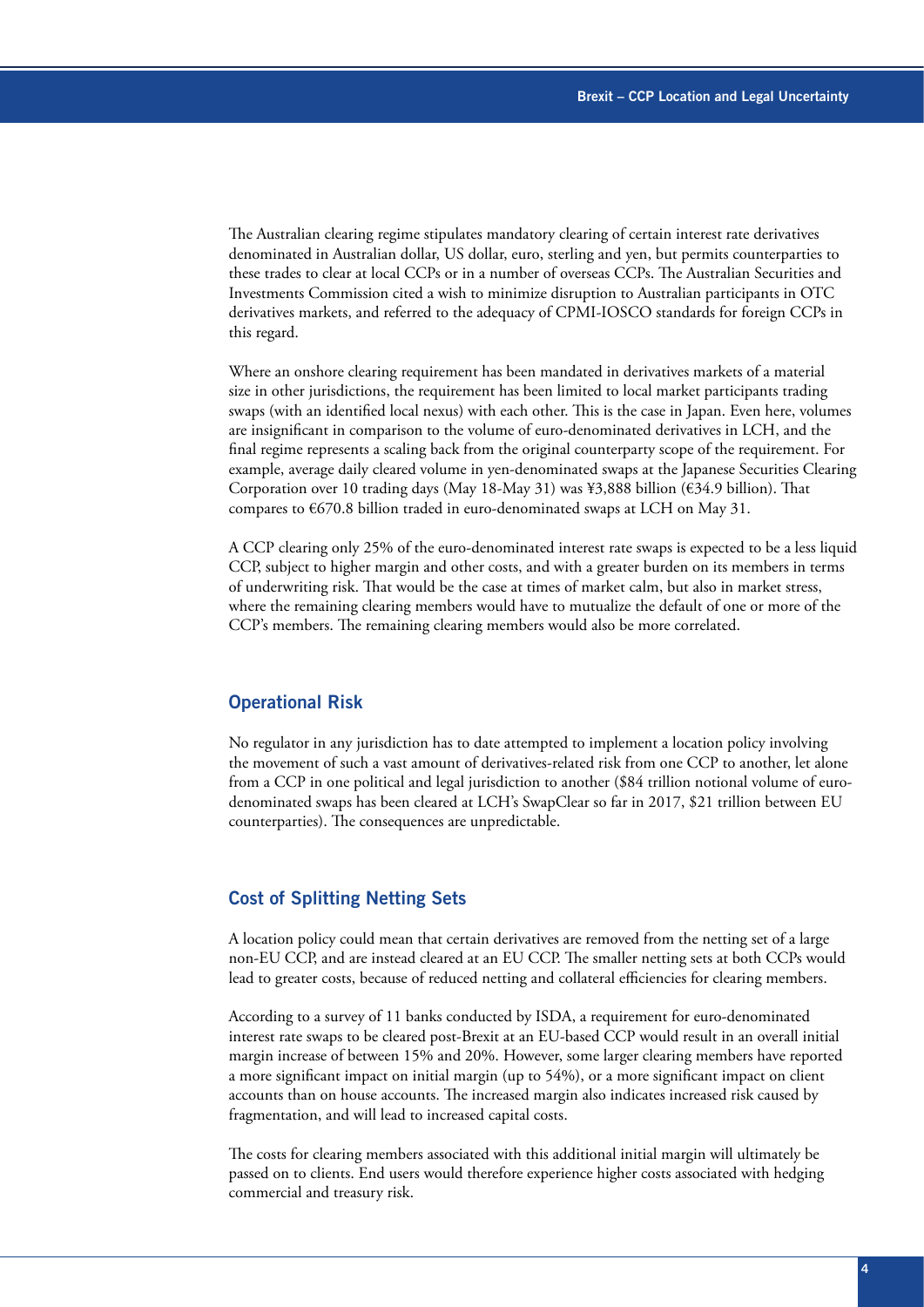The Australian clearing regime stipulates mandatory clearing of certain interest rate derivatives denominated in Australian dollar, US dollar, euro, sterling and yen, but permits counterparties to these trades to clear at local CCPs or in a number of overseas CCPs. The Australian Securities and Investments Commission cited a wish to minimize disruption to Australian participants in OTC derivatives markets, and referred to the adequacy of CPMI-IOSCO standards for foreign CCPs in this regard.

Where an onshore clearing requirement has been mandated in derivatives markets of a material size in other jurisdictions, the requirement has been limited to local market participants trading swaps (with an identified local nexus) with each other. This is the case in Japan. Even here, volumes are insignificant in comparison to the volume of euro-denominated derivatives in LCH, and the final regime represents a scaling back from the original counterparty scope of the requirement. For example, average daily cleared volume in yen-denominated swaps at the Japanese Securities Clearing Corporation over 10 trading days (May 18-May 31) was ¥3,888 billion (€34.9 billion). That compares to €670.8 billion traded in euro-denominated swaps at LCH on May 31.

A CCP clearing only 25% of the euro-denominated interest rate swaps is expected to be a less liquid CCP, subject to higher margin and other costs, and with a greater burden on its members in terms of underwriting risk. That would be the case at times of market calm, but also in market stress, where the remaining clearing members would have to mutualize the default of one or more of the CCP's members. The remaining clearing members would also be more correlated.

## Operational Risk

No regulator in any jurisdiction has to date attempted to implement a location policy involving the movement of such a vast amount of derivatives-related risk from one CCP to another, let alone from a CCP in one political and legal jurisdiction to another ($84 trillion notional volume of euro-denominated swaps has been cleared at LCH's SwapClear so far in 2017, $21 trillion between EU counterparties). The consequences are unpredictable.

## Cost of Splitting Netting Sets

A location policy could mean that certain derivatives are removed from the netting set of a large non-EU CCP, and are instead cleared at an EU CCP. The smaller netting sets at both CCPs would lead to greater costs, because of reduced netting and collateral efficiencies for clearing members.

According to a survey of 11 banks conducted by ISDA, a requirement for euro-denominated interest rate swaps to be cleared post-Brexit at an EU-based CCP would result in an overall initial margin increase of between 15% and 20%. However, some larger clearing members have reported a more significant impact on initial margin (up to 54%), or a more significant impact on client accounts than on house accounts. The increased margin also indicates increased risk caused by fragmentation, and will lead to increased capital costs.

The costs for clearing members associated with this additional initial margin will ultimately be passed on to clients. End users would therefore experience higher costs associated with hedging commercial and treasury risk.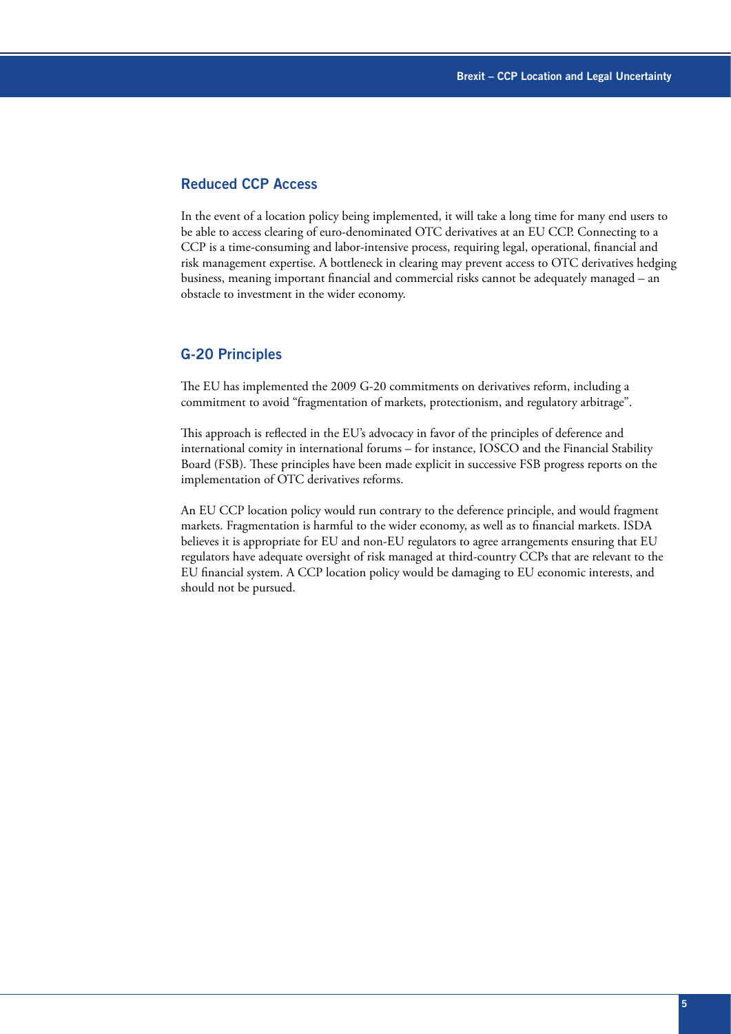## Reduced CCP Access

In the event of a location policy being implemented, it will take a long time for many end users to be able to access clearing of euro-denominated OTC derivatives at an EU CCP. Connecting to a CCP is a time-consuming and labor-intensive process, requiring legal, operational, financial and risk management expertise. A bottleneck in clearing may prevent access to OTC derivatives hedging business, meaning important financial and commercial risks cannot be adequately managed – an obstacle to investment in the wider economy.

## G-20 Principles

The EU has implemented the 2009 G-20 commitments on derivatives reform, including a commitment to avoid "fragmentation of markets, protectionism, and regulatory arbitrage".

This approach is reflected in the EU's advocacy in favor of the principles of deference and international comity in international forums – for instance, IOSCO and the Financial Stability Board (FSB). These principles have been made explicit in successive FSB progress reports on the implementation of OTC derivatives reforms.

An EU CCP location policy would run contrary to the deference principle, and would fragment markets. Fragmentation is harmful to the wider economy, as well as to financial markets. ISDA believes it is appropriate for EU and non-EU regulators to agree arrangements ensuring that EU regulators have adequate oversight of risk managed at third-country CCPs that are relevant to the EU financial system. A CCP location policy would be damaging to EU economic interests, and should not be pursued.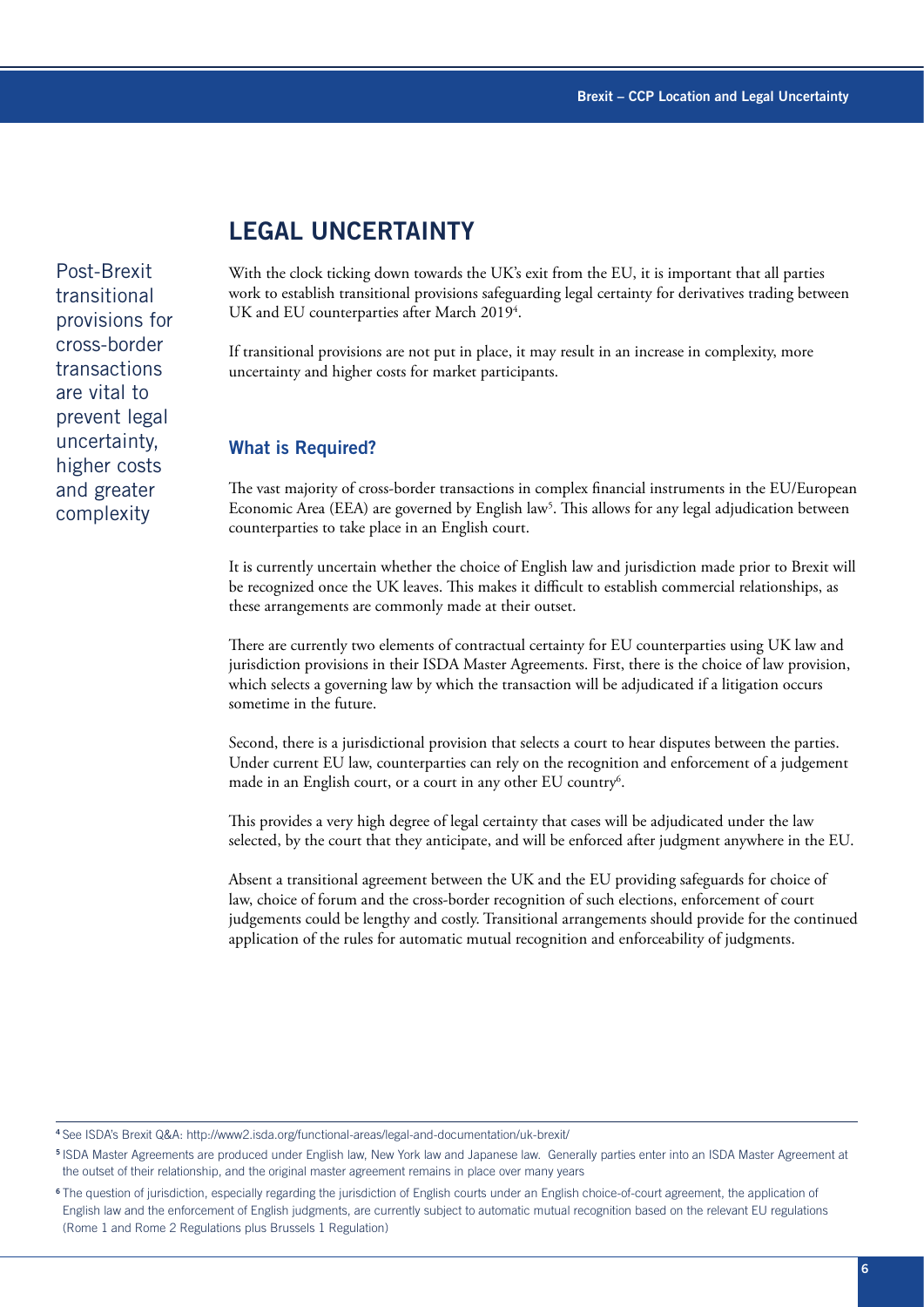## LEGAL UNCERTAINTY

Post-Brexit transitional provisions for cross-border transactions are vital to prevent legal uncertainty, higher costs and greater complexity

With the clock ticking down towards the UK's exit from the EU, it is important that all parties work to establish transitional provisions safeguarding legal certainty for derivatives trading between UK and EU counterparties after March 2019[4].

If transitional provisions are not put in place, it may result in an increase in complexity, more uncertainty and higher costs for market participants.

### What is Required?

The vast majority of cross-border transactions in complex financial instruments in the EU/European Economic Area (EEA) are governed by English law[5]. This allows for any legal adjudication between counterparties to take place in an English court.

It is currently uncertain whether the choice of English law and jurisdiction made prior to Brexit will be recognized once the UK leaves. This makes it difficult to establish commercial relationships, as these arrangements are commonly made at their outset.

There are currently two elements of contractual certainty for EU counterparties using UK law and jurisdiction provisions in their ISDA Master Agreements. First, there is the choice of law provision, which selects a governing law by which the transaction will be adjudicated if a litigation occurs sometime in the future.

Second, there is a jurisdictional provision that selects a court to hear disputes between the parties. Under current EU law, counterparties can rely on the recognition and enforcement of a judgement made in an English court, or a court in any other EU country[6].

This provides a very high degree of legal certainty that cases will be adjudicated under the law selected, by the court that they anticipate, and will be enforced after judgment anywhere in the EU.

Absent a transitional agreement between the UK and the EU providing safeguards for choice of law, choice of forum and the cross-border recognition of such elections, enforcement of court judgements could be lengthy and costly. Transitional arrangements should provide for the continued application of the rules for automatic mutual recognition and enforceability of judgments.

---

[4] See ISDA's Brexit Q&A: http://www2.isda.org/functional-areas/legal-and-documentation/uk-brexit/

[5] ISDA Master Agreements are produced under English law, New York law and Japanese law. Generally parties enter into an ISDA Master Agreement at the outset of their relationship, and the original master agreement remains in place over many years

[6] The question of jurisdiction, especially regarding the jurisdiction of English courts under an English choice-of-court agreement, the application of English law and the enforcement of English judgments, are currently subject to automatic mutual recognition based on the relevant EU regulations (Rome 1 and Rome 2 Regulations plus Brussels 1 Regulation)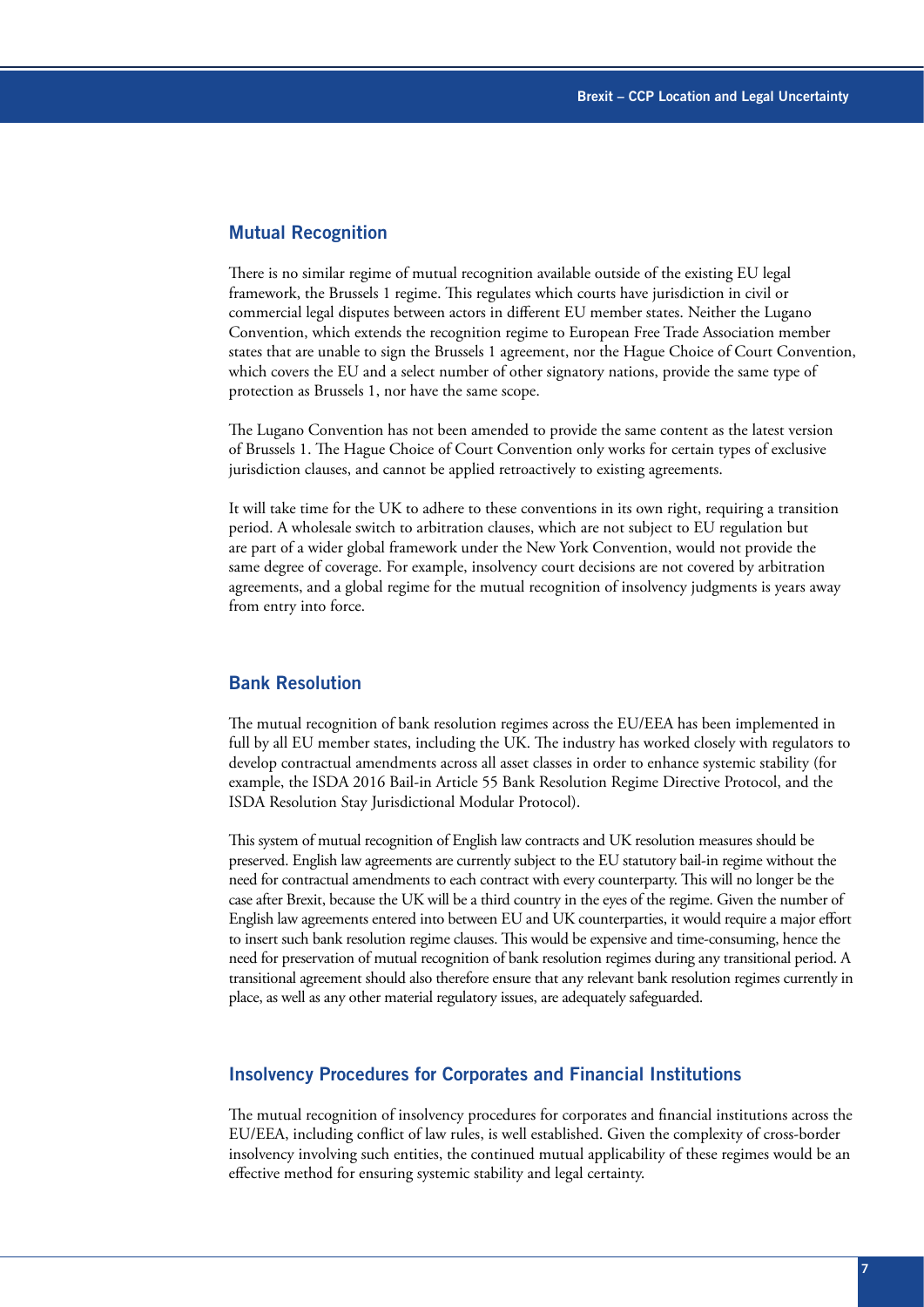## Mutual Recognition

There is no similar regime of mutual recognition available outside of the existing EU legal framework, the Brussels 1 regime. This regulates which courts have jurisdiction in civil or commercial legal disputes between actors in different EU member states. Neither the Lugano Convention, which extends the recognition regime to European Free Trade Association member states that are unable to sign the Brussels 1 agreement, nor the Hague Choice of Court Convention, which covers the EU and a select number of other signatory nations, provide the same type of protection as Brussels 1, nor have the same scope.

The Lugano Convention has not been amended to provide the same content as the latest version of Brussels 1. The Hague Choice of Court Convention only works for certain types of exclusive jurisdiction clauses, and cannot be applied retroactively to existing agreements.

It will take time for the UK to adhere to these conventions in its own right, requiring a transition period. A wholesale switch to arbitration clauses, which are not subject to EU regulation but are part of a wider global framework under the New York Convention, would not provide the same degree of coverage. For example, insolvency court decisions are not covered by arbitration agreements, and a global regime for the mutual recognition of insolvency judgments is years away from entry into force.

## Bank Resolution

The mutual recognition of bank resolution regimes across the EU/EEA has been implemented in full by all EU member states, including the UK. The industry has worked closely with regulators to develop contractual amendments across all asset classes in order to enhance systemic stability (for example, the ISDA 2016 Bail-in Article 55 Bank Resolution Regime Directive Protocol, and the ISDA Resolution Stay Jurisdictional Modular Protocol).

This system of mutual recognition of English law contracts and UK resolution measures should be preserved. English law agreements are currently subject to the EU statutory bail-in regime without the need for contractual amendments to each contract with every counterparty. This will no longer be the case after Brexit, because the UK will be a third country in the eyes of the regime. Given the number of English law agreements entered into between EU and UK counterparties, it would require a major effort to insert such bank resolution regime clauses. This would be expensive and time-consuming, hence the need for preservation of mutual recognition of bank resolution regimes during any transitional period. A transitional agreement should also therefore ensure that any relevant bank resolution regimes currently in place, as well as any other material regulatory issues, are adequately safeguarded.

## Insolvency Procedures for Corporates and Financial Institutions

The mutual recognition of insolvency procedures for corporates and financial institutions across the EU/EEA, including conflict of law rules, is well established. Given the complexity of cross-border insolvency involving such entities, the continued mutual applicability of these regimes would be an effective method for ensuring systemic stability and legal certainty.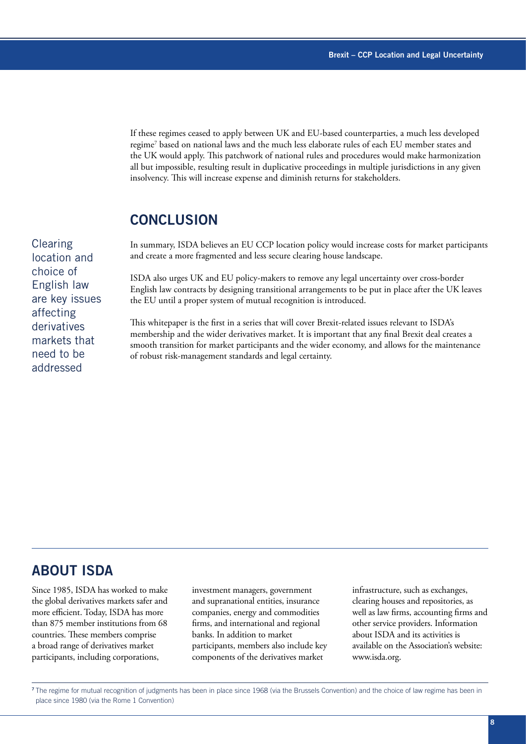If these regimes ceased to apply between UK and EU-based counterparties, a much less developed regime[7] based on national laws and the much less elaborate rules of each EU member states and the UK would apply. This patchwork of national rules and procedures would make harmonization all but impossible, resulting result in duplicative proceedings in multiple jurisdictions in any given insolvency. This will increase expense and diminish returns for stakeholders.

## CONCLUSION

Clearing location and choice of English law are key issues affecting derivatives markets that need to be addressed

In summary, ISDA believes an EU CCP location policy would increase costs for market participants and create a more fragmented and less secure clearing house landscape.

ISDA also urges UK and EU policy-makers to remove any legal uncertainty over cross-border English law contracts by designing transitional arrangements to be put in place after the UK leaves the EU until a proper system of mutual recognition is introduced.

This whitepaper is the first in a series that will cover Brexit-related issues relevant to ISDA's membership and the wider derivatives market. It is important that any final Brexit deal creates a smooth transition for market participants and the wider economy, and allows for the maintenance of robust risk-management standards and legal certainty.

## ABOUT ISDA

Since 1985, ISDA has worked to make the global derivatives markets safer and more efficient. Today, ISDA has more than 875 member institutions from 68 countries. These members comprise a broad range of derivatives market participants, including corporations, investment managers, government and supranational entities, insurance companies, energy and commodities firms, and international and regional banks. In addition to market participants, members also include key components of the derivatives market infrastructure, such as exchanges, clearing houses and repositories, as well as law firms, accounting firms and other service providers. Information about ISDA and its activities is available on the Association's website: www.isda.org.

[7] The regime for mutual recognition of judgments has been in place since 1968 (via the Brussels Convention) and the choice of law regime has been in place since 1980 (via the Rome 1 Convention)